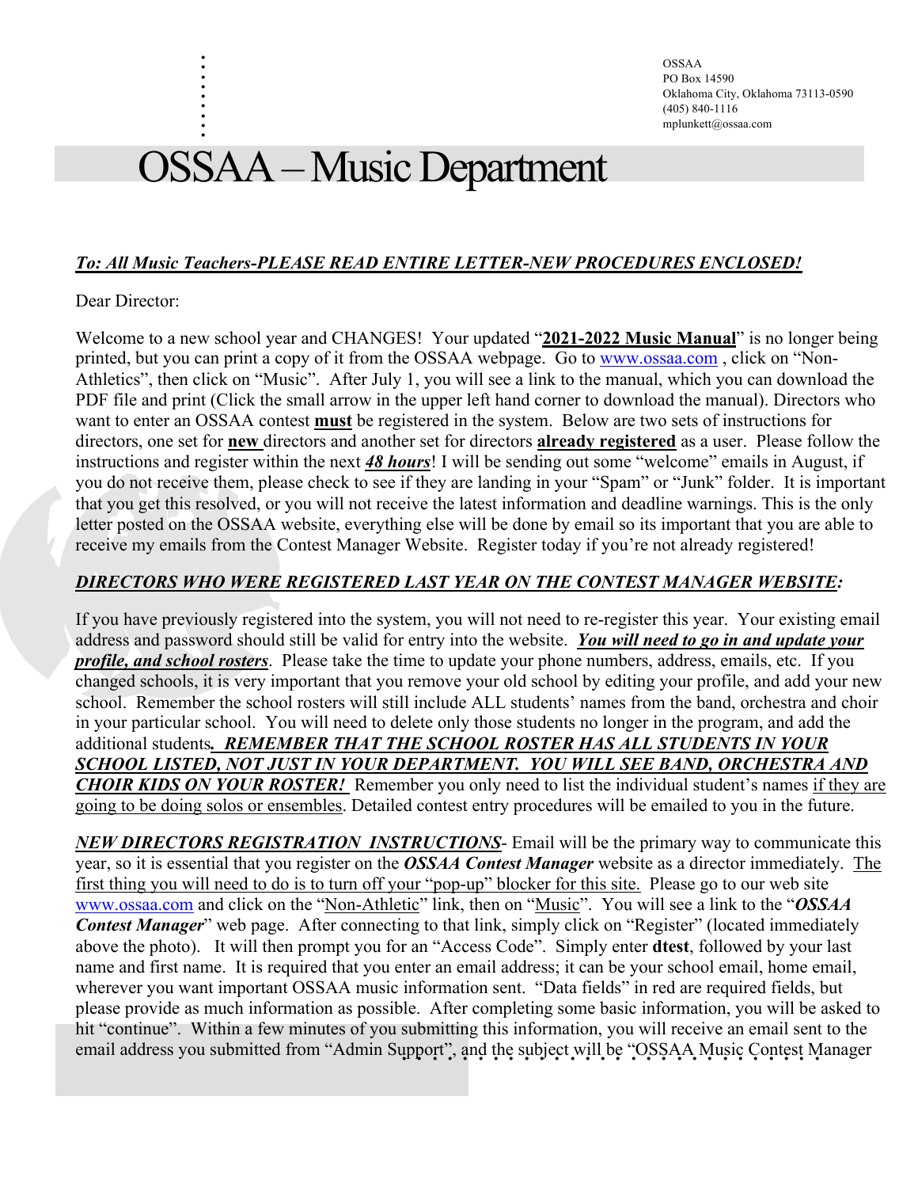OSSAA
PO Box 14590
Oklahoma City, Oklahoma 73113-0590
(405) 840-1116
mplunkett@ossaa.com

# OSSAA – Music Department

***To: All Music Teachers-PLEASE READ ENTIRE LETTER-NEW PROCEDURES ENCLOSED!***

Dear Director:

Welcome to a new school year and CHANGES! Your updated "**2021-2022 Music Manual**" is no longer being printed, but you can print a copy of it from the OSSAA webpage. Go to www.ossaa.com , click on "Non-Athletics", then click on "Music". After July 1, you will see a link to the manual, which you can download the PDF file and print (Click the small arrow in the upper left hand corner to download the manual). Directors who want to enter an OSSAA contest **must** be registered in the system. Below are two sets of instructions for directors, one set for **new** directors and another set for directors **already registered** as a user. Please follow the instructions and register within the next ***48 hours***! I will be sending out some "welcome" emails in August, if you do not receive them, please check to see if they are landing in your "Spam" or "Junk" folder. It is important that you get this resolved, or you will not receive the latest information and deadline warnings. This is the only letter posted on the OSSAA website, everything else will be done by email so its important that you are able to receive my emails from the Contest Manager Website. Register today if you're not already registered!

***DIRECTORS WHO WERE REGISTERED LAST YEAR ON THE CONTEST MANAGER WEBSITE:***

If you have previously registered into the system, you will not need to re-register this year. Your existing email address and password should still be valid for entry into the website. ***You will need to go in and update your profile, and school rosters***. Please take the time to update your phone numbers, address, emails, etc. If you changed schools, it is very important that you remove your old school by editing your profile, and add your new school. Remember the school rosters will still include ALL students' names from the band, orchestra and choir in your particular school. You will need to delete only those students no longer in the program, and add the additional students***. REMEMBER THAT THE SCHOOL ROSTER HAS ALL STUDENTS IN YOUR SCHOOL LISTED, NOT JUST IN YOUR DEPARTMENT. YOU WILL SEE BAND, ORCHESTRA AND CHOIR KIDS ON YOUR ROSTER!*** Remember you only need to list the individual student's names if they are going to be doing solos or ensembles. Detailed contest entry procedures will be emailed to you in the future.

***NEW DIRECTORS REGISTRATION INSTRUCTIONS***- Email will be the primary way to communicate this year, so it is essential that you register on the ***OSSAA Contest Manager*** website as a director immediately. The first thing you will need to do is to turn off your "pop-up" blocker for this site. Please go to our web site www.ossaa.com and click on the "Non-Athletic" link, then on "Music". You will see a link to the "***OSSAA Contest Manager***" web page. After connecting to that link, simply click on "Register" (located immediately above the photo). It will then prompt you for an "Access Code". Simply enter **dtest**, followed by your last name and first name. It is required that you enter an email address; it can be your school email, home email, wherever you want important OSSAA music information sent. "Data fields" in red are required fields, but please provide as much information as possible. After completing some basic information, you will be asked to hit "continue". Within a few minutes of you submitting this information, you will receive an email sent to the email address you submitted from "Admin Support", and the subject will be "OSSAA Music Contest Manager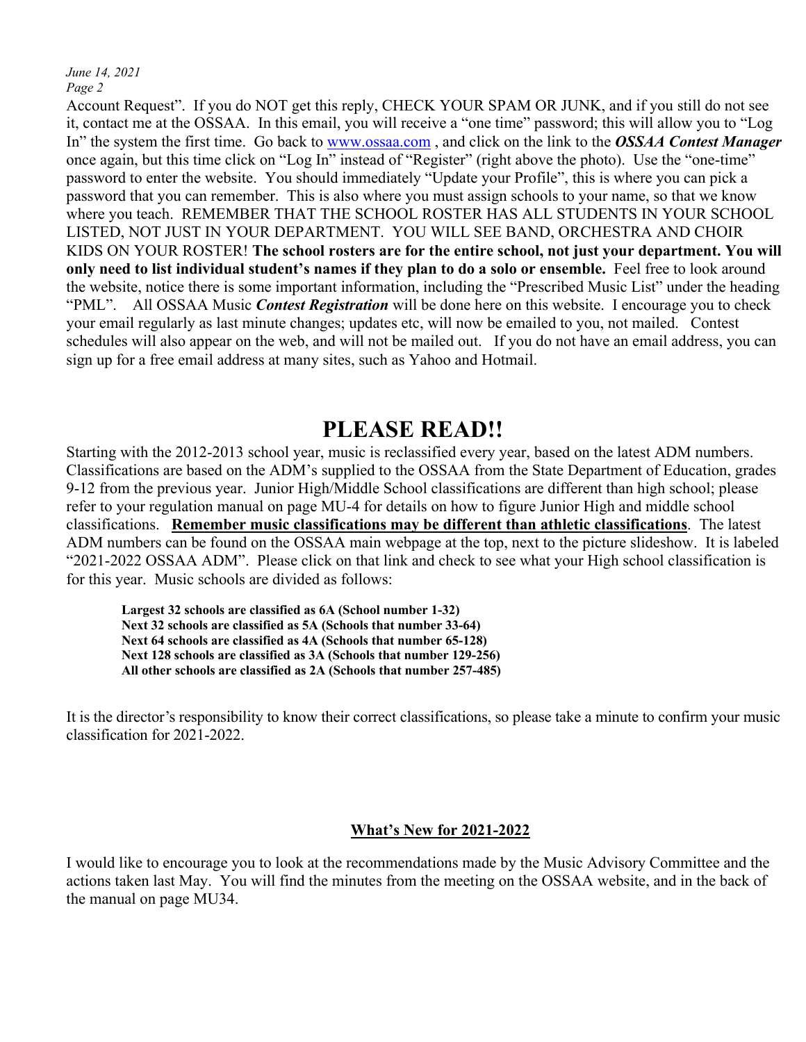Account Request". If you do NOT get this reply, CHECK YOUR SPAM OR JUNK, and if you still do not see it, contact me at the OSSAA. In this email, you will receive a "one time" password; this will allow you to "Log In" the system the first time. Go back to www.ossaa.com , and click on the link to the ***OSSAA Contest Manager*** once again, but this time click on "Log In" instead of "Register" (right above the photo). Use the "one-time" password to enter the website. You should immediately "Update your Profile", this is where you can pick a password that you can remember. This is also where you must assign schools to your name, so that we know where you teach. REMEMBER THAT THE SCHOOL ROSTER HAS ALL STUDENTS IN YOUR SCHOOL LISTED, NOT JUST IN YOUR DEPARTMENT. YOU WILL SEE BAND, ORCHESTRA AND CHOIR KIDS ON YOUR ROSTER! **The school rosters are for the entire school, not just your department. You will only need to list individual student's names if they plan to do a solo or ensemble.** Feel free to look around the website, notice there is some important information, including the "Prescribed Music List" under the heading "PML". All OSSAA Music ***Contest Registration*** will be done here on this website. I encourage you to check your email regularly as last minute changes; updates etc, will now be emailed to you, not mailed. Contest schedules will also appear on the web, and will not be mailed out. If you do not have an email address, you can sign up for a free email address at many sites, such as Yahoo and Hotmail.

# PLEASE READ!!

Starting with the 2012-2013 school year, music is reclassified every year, based on the latest ADM numbers. Classifications are based on the ADM's supplied to the OSSAA from the State Department of Education, grades 9-12 from the previous year. Junior High/Middle School classifications are different than high school; please refer to your regulation manual on page MU-4 for details on how to figure Junior High and middle school classifications. **Remember music classifications may be different than athletic classifications**. The latest ADM numbers can be found on the OSSAA main webpage at the top, next to the picture slideshow. It is labeled "2021-2022 OSSAA ADM". Please click on that link and check to see what your High school classification is for this year. Music schools are divided as follows:

**Largest 32 schools are classified as 6A (School number 1-32)**
**Next 32 schools are classified as 5A (Schools that number 33-64)**
**Next 64 schools are classified as 4A (Schools that number 65-128)**
**Next 128 schools are classified as 3A (Schools that number 129-256)**
**All other schools are classified as 2A (Schools that number 257-485)**

It is the director's responsibility to know their correct classifications, so please take a minute to confirm your music classification for 2021-2022.

## What's New for 2021-2022

I would like to encourage you to look at the recommendations made by the Music Advisory Committee and the actions taken last May. You will find the minutes from the meeting on the OSSAA website, and in the back of the manual on page MU34.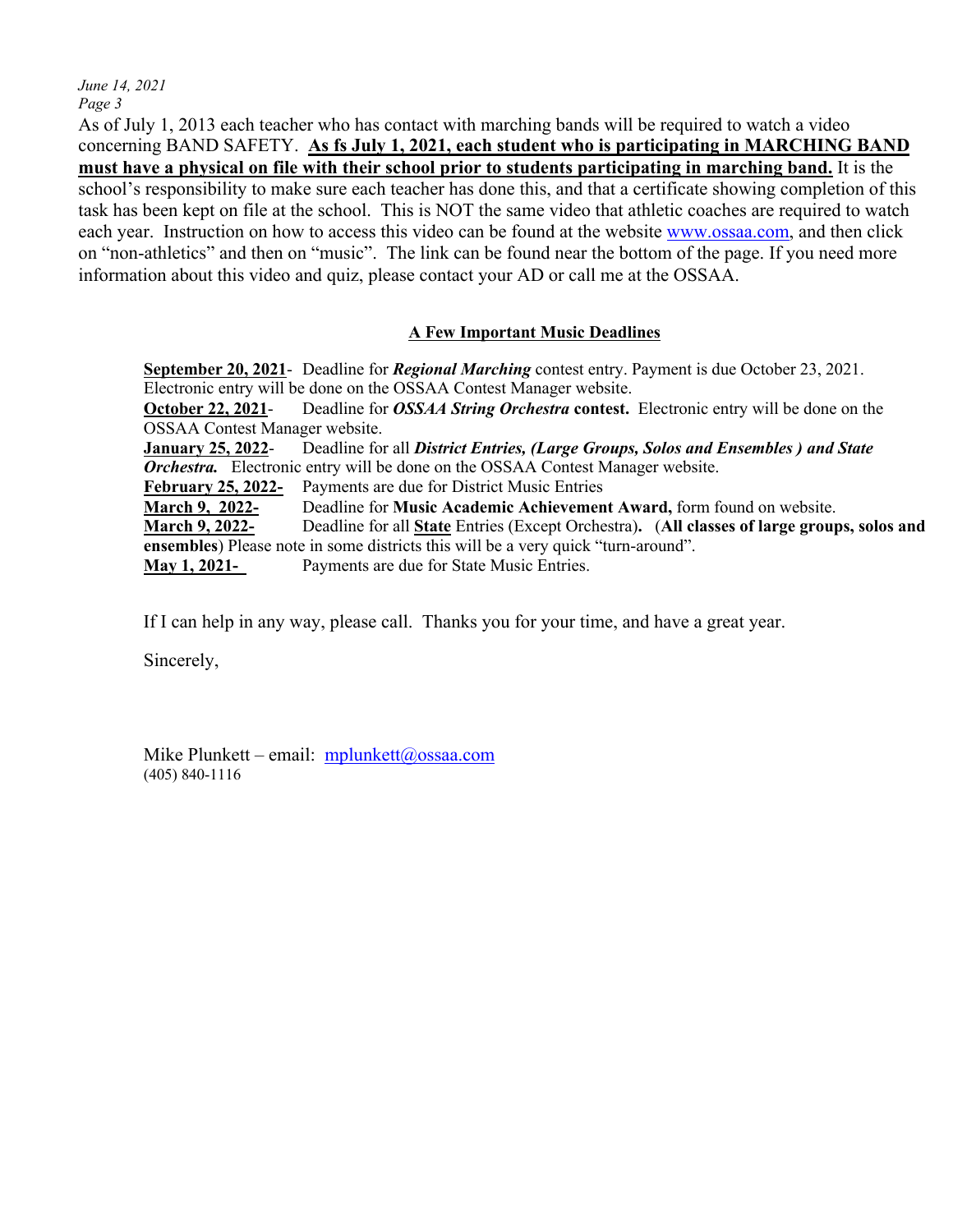As of July 1, 2013 each teacher who has contact with marching bands will be required to watch a video concerning BAND SAFETY. **As fs July 1, 2021, each student who is participating in MARCHING BAND must have a physical on file with their school prior to students participating in marching band.** It is the school's responsibility to make sure each teacher has done this, and that a certificate showing completion of this task has been kept on file at the school. This is NOT the same video that athletic coaches are required to watch each year. Instruction on how to access this video can be found at the website www.ossaa.com, and then click on "non-athletics" and then on "music". The link can be found near the bottom of the page. If you need more information about this video and quiz, please contact your AD or call me at the OSSAA.

## A Few Important Music Deadlines

**September 20, 2021**- Deadline for ***Regional Marching*** contest entry. Payment is due October 23, 2021. Electronic entry will be done on the OSSAA Contest Manager website.

**October 22, 2021**- Deadline for ***OSSAA String Orchestra*** **contest.** Electronic entry will be done on the OSSAA Contest Manager website.

**January 25, 2022**- Deadline for all ***District Entries, (Large Groups, Solos and Ensembles ) and State Orchestra.*** Electronic entry will be done on the OSSAA Contest Manager website.

**February 25, 2022-** Payments are due for District Music Entries

**March 9, 2022-** Deadline for **Music Academic Achievement Award,** form found on website.

**March 9, 2022-** Deadline for all **State** Entries (Except Orchestra**).** (**All classes of large groups, solos and ensembles**) Please note in some districts this will be a very quick "turn-around".

**May 1, 2021-** Payments are due for State Music Entries.

If I can help in any way, please call. Thanks you for your time, and have a great year.

Sincerely,

Mike Plunkett – email: mplunkett@ossaa.com
(405) 840-1116